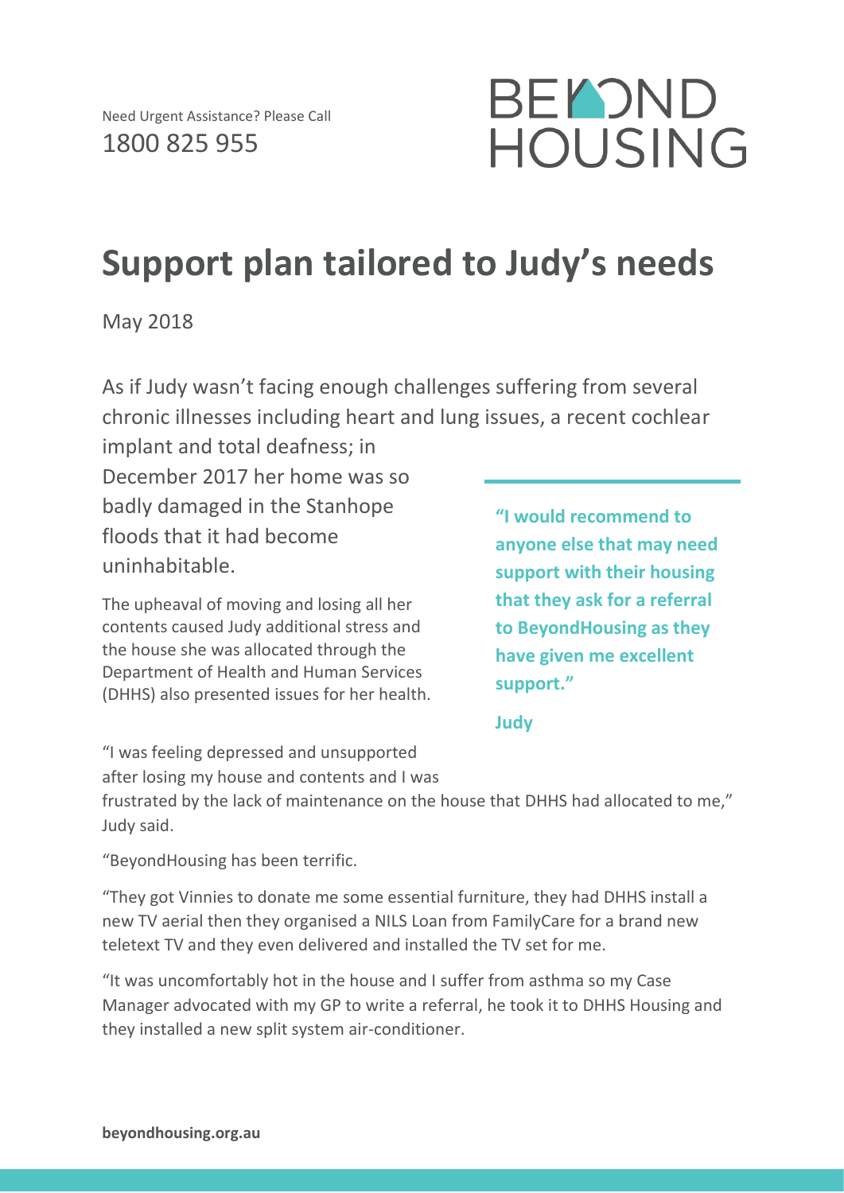Need Urgent Assistance? Please Call
1800 825 955

BEYOND HOUSING

# Support plan tailored to Judy's needs

May 2018

As if Judy wasn't facing enough challenges suffering from several chronic illnesses including heart and lung issues, a recent cochlear implant and total deafness; in December 2017 her home was so badly damaged in the Stanhope floods that it had become uninhabitable.

The upheaval of moving and losing all her contents caused Judy additional stress and the house she was allocated through the Department of Health and Human Services (DHHS) also presented issues for her health.

> **"I would recommend to anyone else that may need support with their housing that they ask for a referral to BeyondHousing as they have given me excellent support."**
>
> **Judy**

"I was feeling depressed and unsupported after losing my house and contents and I was frustrated by the lack of maintenance on the house that DHHS had allocated to me," Judy said.

"BeyondHousing has been terrific.

"They got Vinnies to donate me some essential furniture, they had DHHS install a new TV aerial then they organised a NILS Loan from FamilyCare for a brand new teletext TV and they even delivered and installed the TV set for me.

"It was uncomfortably hot in the house and I suffer from asthma so my Case Manager advocated with my GP to write a referral, he took it to DHHS Housing and they installed a new split system air-conditioner.

beyondhousing.org.au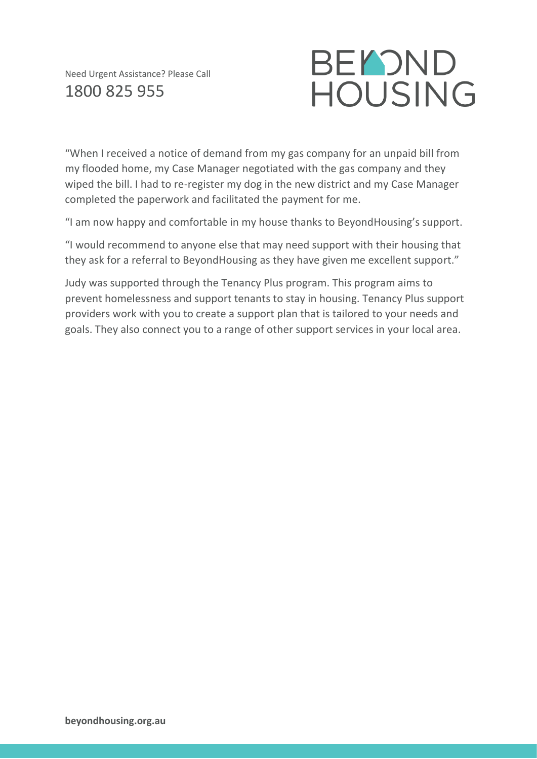"When I received a notice of demand from my gas company for an unpaid bill from my flooded home, my Case Manager negotiated with the gas company and they wiped the bill. I had to re-register my dog in the new district and my Case Manager completed the paperwork and facilitated the payment for me.

"I am now happy and comfortable in my house thanks to BeyondHousing's support.

"I would recommend to anyone else that may need support with their housing that they ask for a referral to BeyondHousing as they have given me excellent support."

Judy was supported through the Tenancy Plus program. This program aims to prevent homelessness and support tenants to stay in housing. Tenancy Plus support providers work with you to create a support plan that is tailored to your needs and goals. They also connect you to a range of other support services in your local area.